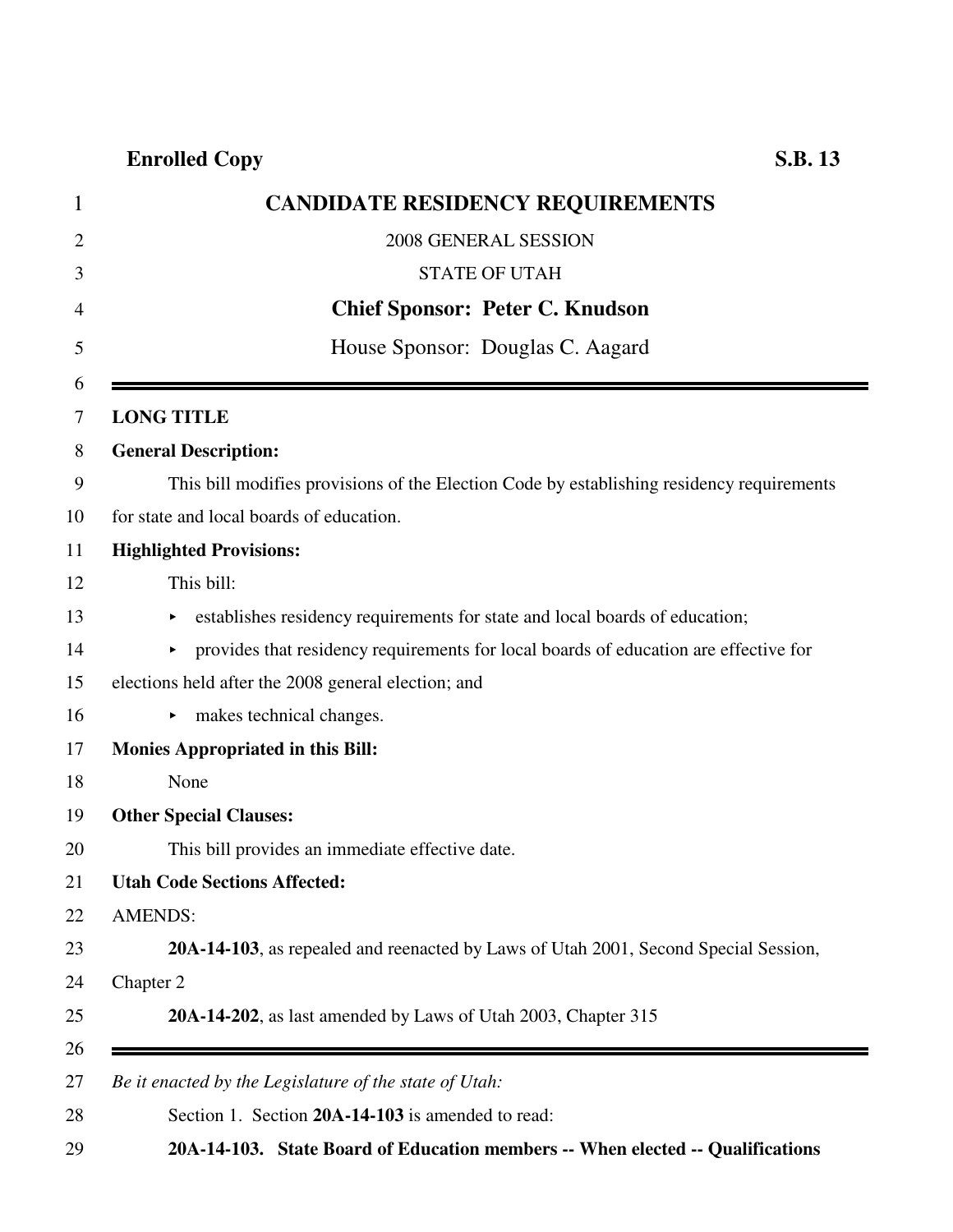**Enrolled Copy** **S.B. 13**

# CANDIDATE RESIDENCY REQUIREMENTS

2008 GENERAL SESSION

STATE OF UTAH

**Chief Sponsor: Peter C. Knudson**

House Sponsor: Douglas C. Aagard

---

**LONG TITLE**

**General Description:**

This bill modifies provisions of the Election Code by establishing residency requirements for state and local boards of education.

**Highlighted Provisions:**

This bill:

- establishes residency requirements for state and local boards of education;
- provides that residency requirements for local boards of education are effective for elections held after the 2008 general election; and
- makes technical changes.

**Monies Appropriated in this Bill:**

None

**Other Special Clauses:**

This bill provides an immediate effective date.

**Utah Code Sections Affected:**

AMENDS:

**20A-14-103**, as repealed and reenacted by Laws of Utah 2001, Second Special Session, Chapter 2

**20A-14-202**, as last amended by Laws of Utah 2003, Chapter 315

---

*Be it enacted by the Legislature of the state of Utah:*

Section 1. Section **20A-14-103** is amended to read:

**20A-14-103. State Board of Education members -- When elected -- Qualifications**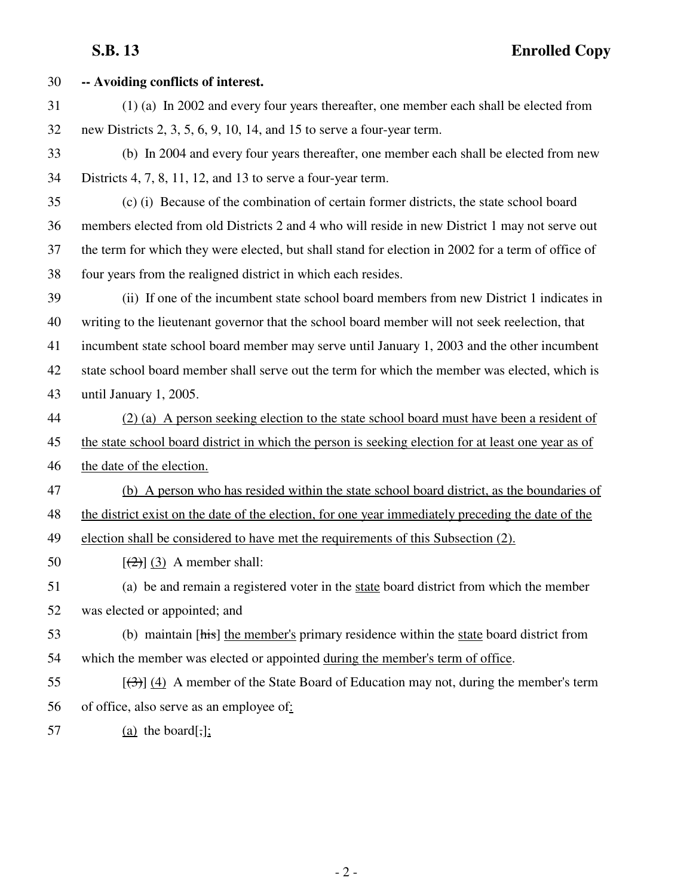**-- Avoiding conflicts of interest.**

(1) (a) In 2002 and every four years thereafter, one member each shall be elected from new Districts 2, 3, 5, 6, 9, 10, 14, and 15 to serve a four-year term.

(b) In 2004 and every four years thereafter, one member each shall be elected from new Districts 4, 7, 8, 11, 12, and 13 to serve a four-year term.

(c) (i) Because of the combination of certain former districts, the state school board members elected from old Districts 2 and 4 who will reside in new District 1 may not serve out the term for which they were elected, but shall stand for election in 2002 for a term of office of four years from the realigned district in which each resides.

(ii) If one of the incumbent state school board members from new District 1 indicates in writing to the lieutenant governor that the school board member will not seek reelection, that incumbent state school board member may serve until January 1, 2003 and the other incumbent state school board member shall serve out the term for which the member was elected, which is until January 1, 2005.

<u>(2) (a) A person seeking election to the state school board must have been a resident of the state school board district in which the person is seeking election for at least one year as of the date of the election.</u>

<u>(b) A person who has resided within the state school board district, as the boundaries of the district exist on the date of the election, for one year immediately preceding the date of the election shall be considered to have met the requirements of this Subsection (2).</u>

[~~(2)~~] <u>(3)</u> A member shall:

(a) be and remain a registered voter in the <u>state</u> board district from which the member was elected or appointed; and

(b) maintain [~~his~~] <u>the member's</u> primary residence within the <u>state</u> board district from which the member was elected or appointed <u>during the member's term of office</u>.

[~~(3)~~] <u>(4)</u> A member of the State Board of Education may not, during the member's term of office, also serve as an employee of<u>:</u>

<u>(a)</u> the board[~~,~~]<u>;</u>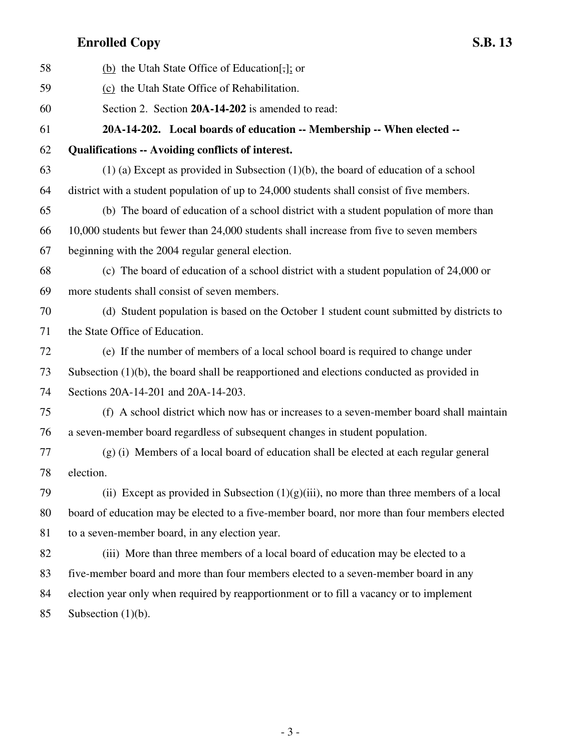58 (b) the Utah State Office of Education[,]; or

59 (c) the Utah State Office of Rehabilitation.

60 Section 2. Section **20A-14-202** is amended to read:

61 **20A-14-202. Local boards of education -- Membership -- When elected --**

62 **Qualifications -- Avoiding conflicts of interest.**

63 (1) (a) Except as provided in Subsection (1)(b), the board of education of a school

64 district with a student population of up to 24,000 students shall consist of five members.

65 (b) The board of education of a school district with a student population of more than

66 10,000 students but fewer than 24,000 students shall increase from five to seven members

67 beginning with the 2004 regular general election.

68 (c) The board of education of a school district with a student population of 24,000 or

69 more students shall consist of seven members.

70 (d) Student population is based on the October 1 student count submitted by districts to

71 the State Office of Education.

72 (e) If the number of members of a local school board is required to change under

73 Subsection (1)(b), the board shall be reapportioned and elections conducted as provided in

74 Sections 20A-14-201 and 20A-14-203.

75 (f) A school district which now has or increases to a seven-member board shall maintain

76 a seven-member board regardless of subsequent changes in student population.

77 (g) (i) Members of a local board of education shall be elected at each regular general

78 election.

79 (ii) Except as provided in Subsection (1)(g)(iii), no more than three members of a local

80 board of education may be elected to a five-member board, nor more than four members elected

81 to a seven-member board, in any election year.

82 (iii) More than three members of a local board of education may be elected to a

83 five-member board and more than four members elected to a seven-member board in any

84 election year only when required by reapportionment or to fill a vacancy or to implement

85 Subsection (1)(b).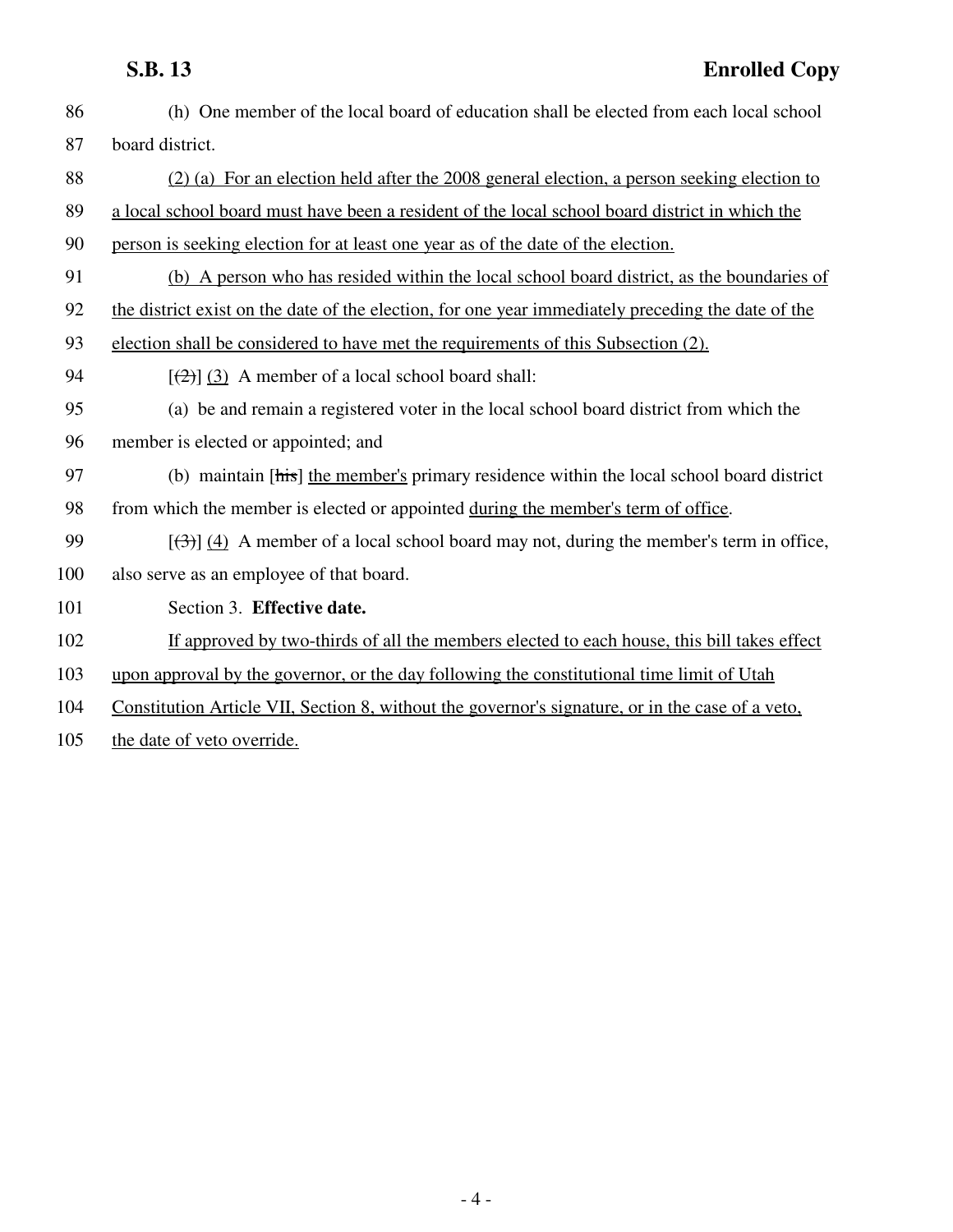86 (h) One member of the local board of education shall be elected from each local school
87 board district.

88 <u>(2) (a) For an election held after the 2008 general election, a person seeking election to</u>
89 <u>a local school board must have been a resident of the local school board district in which the</u>
90 <u>person is seeking election for at least one year as of the date of the election.</u>

91 <u>(b) A person who has resided within the local school board district, as the boundaries of</u>
92 <u>the district exist on the date of the election, for one year immediately preceding the date of the</u>
93 <u>election shall be considered to have met the requirements of this Subsection (2).</u>

94 [~~(2)~~] <u>(3)</u> A member of a local school board shall:

95 (a) be and remain a registered voter in the local school board district from which the
96 member is elected or appointed; and

97 (b) maintain [~~his~~] <u>the member's</u> primary residence within the local school board district
98 from which the member is elected or appointed <u>during the member's term of office</u>.

99 [~~(3)~~] <u>(4)</u> A member of a local school board may not, during the member's term in office,
100 also serve as an employee of that board.

101 Section 3. **Effective date.**

102 <u>If approved by two-thirds of all the members elected to each house, this bill takes effect</u>
103 <u>upon approval by the governor, or the day following the constitutional time limit of Utah</u>
104 <u>Constitution Article VII, Section 8, without the governor's signature, or in the case of a veto,</u>
105 <u>the date of veto override.</u>